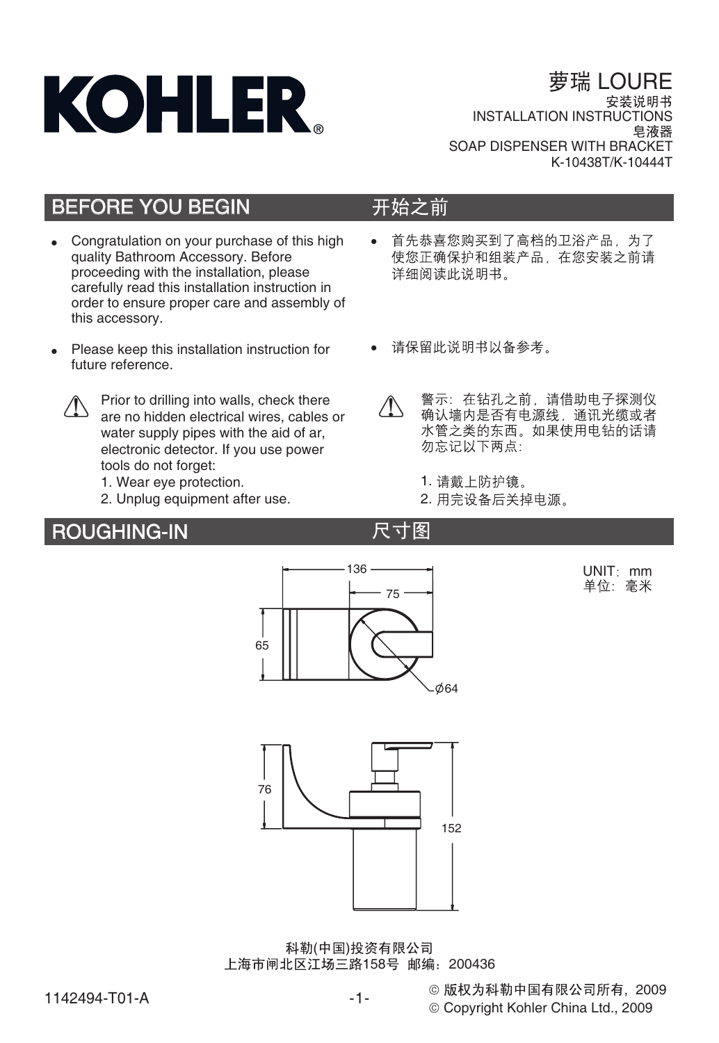# KOHLER®

萝瑞 LOURE
安装说明书
INSTALLATION INSTRUCTIONS
皂液器
SOAP DISPENSER WITH BRACKET
K-10438T/K-10444T

## BEFORE YOU BEGIN

- Congratulation on your purchase of this high quality Bathroom Accessory. Before proceeding with the installation, please carefully read this installation instruction in order to ensure proper care and assembly of this accessory.
- Please keep this installation instruction for future reference.

⚠ Prior to drilling into walls, check there are no hidden electrical wires, cables or water supply pipes with the aid of ar, electronic detector. If you use power tools do not forget:
1. Wear eye protection.
2. Unplug equipment after use.

## 开始之前

- 首先恭喜您购买到了高档的卫浴产品，为了使您正确保护和组装产品，在您安装之前请详细阅读此说明书。
- 请保留此说明书以备参考。

⚠ 警示：在钻孔之前，请借助电子探测仪确认墙内是否有电源线，通讯光缆或者水管之类的东西。如果使用电钻的话请勿忘记以下两点：
1. 请戴上防护镜。
2. 用完设备后关掉电源。

## ROUGHING-IN

## 尺寸图

UNIT：mm
单位：毫米

136
75
65
Ø64
76
152

科勒(中国)投资有限公司
上海市闸北区江场三路158号 邮编：200436

1142494-T01-A

© 版权为科勒中国有限公司所有，2009
© Copyright Kohler China Ltd., 2009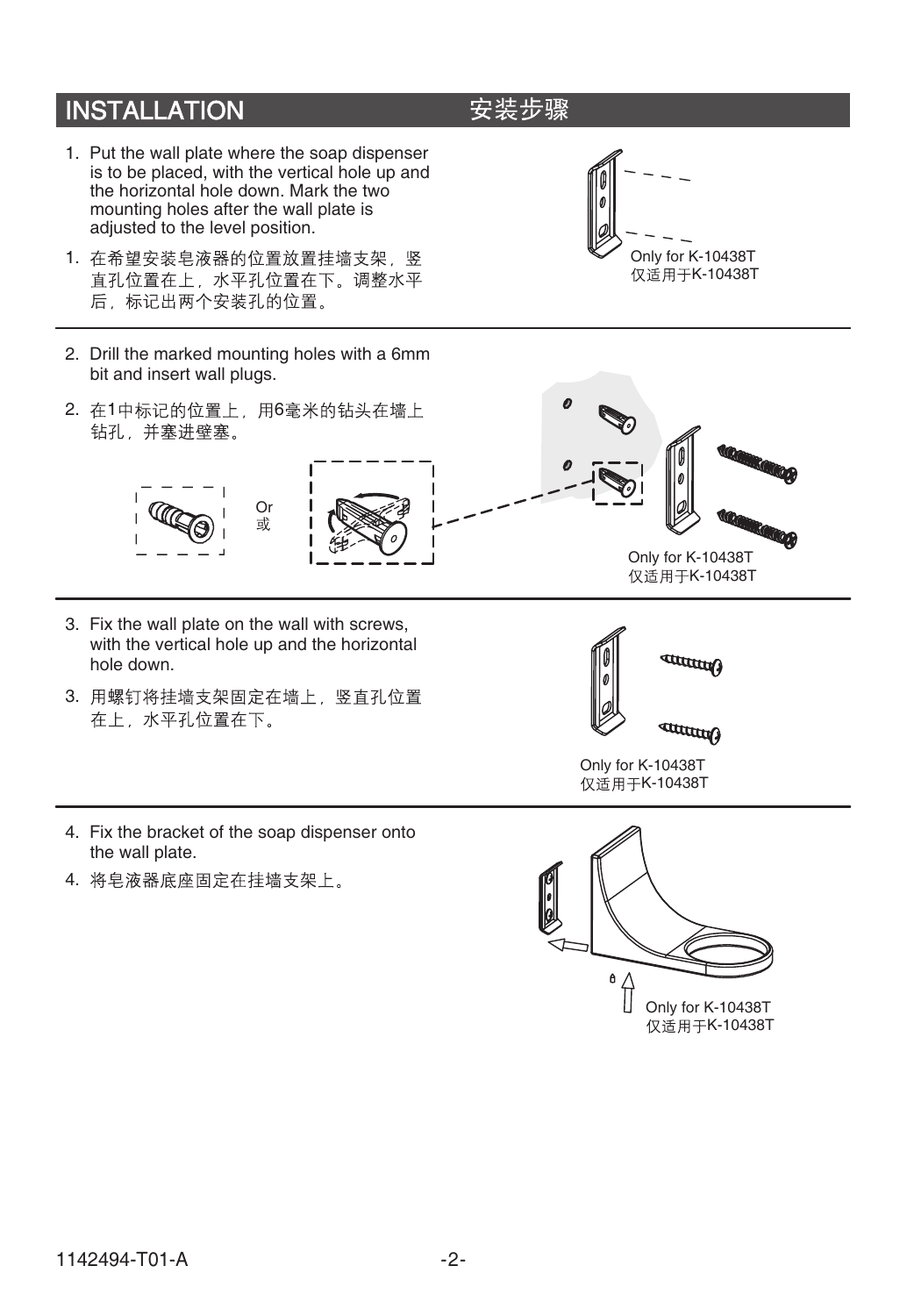## INSTALLATION 安装步骤

1. Put the wall plate where the soap dispenser is to be placed, with the vertical hole up and the horizontal hole down. Mark the two mounting holes after the wall plate is adjusted to the level position.

1. 在希望安装皂液器的位置放置挂墙支架，竖直孔位置在上，水平孔位置在下。调整水平后，标记出两个安装孔的位置。

Only for K-10438T
仅适用于K-10438T

---

2. Drill the marked mounting holes with a 6mm bit and insert wall plugs.

2. 在1中标记的位置上，用6毫米的钻头在墙上钻孔，并塞进壁塞。

Or
或

Only for K-10438T
仅适用于K-10438T

---

3. Fix the wall plate on the wall with screws, with the vertical hole up and the horizontal hole down.

3. 用螺钉将挂墙支架固定在墙上，竖直孔位置在上，水平孔位置在下。

Only for K-10438T
仅适用于K-10438T

---

4. Fix the bracket of the soap dispenser onto the wall plate.

4. 将皂液器底座固定在挂墙支架上。

Only for K-10438T
仅适用于K-10438T

1142494-T01-A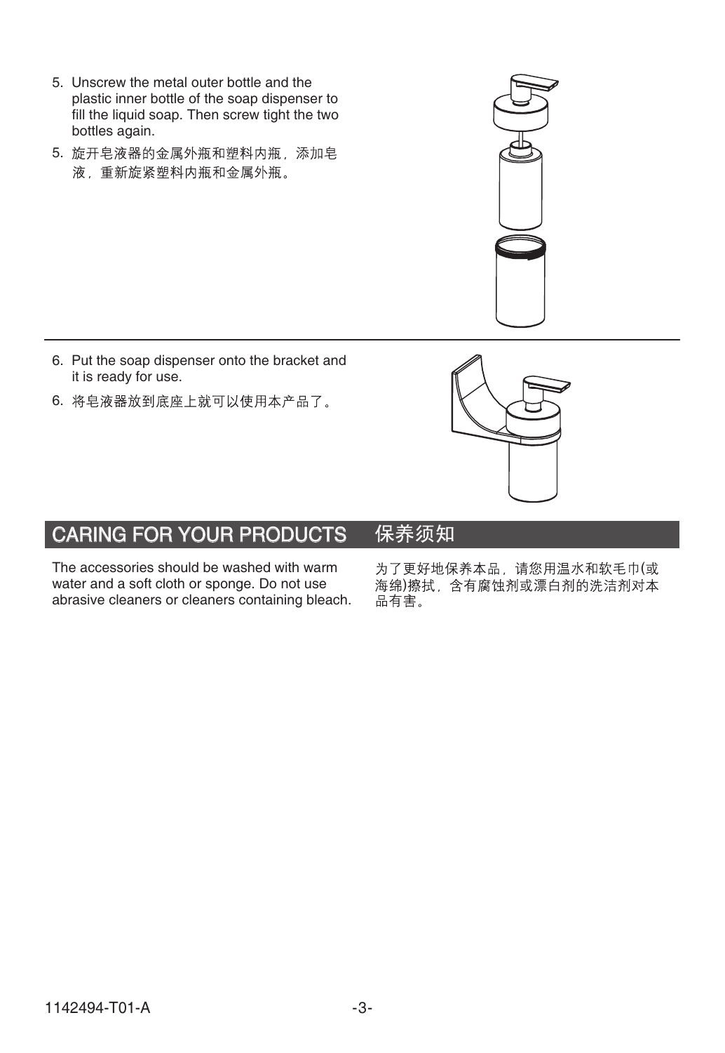5. Unscrew the metal outer bottle and the plastic inner bottle of the soap dispenser to fill the liquid soap. Then screw tight the two bottles again.

5. 旋开皂液器的金属外瓶和塑料内瓶，添加皂液，重新旋紧塑料内瓶和金属外瓶。

6. Put the soap dispenser onto the bracket and it is ready for use.

6. 将皂液器放到底座上就可以使用本产品了。

## CARING FOR YOUR PRODUCTS　保养须知

The accessories should be washed with warm water and a soft cloth or sponge. Do not use abrasive cleaners or cleaners containing bleach.

为了更好地保养本品，请您用温水和软毛巾(或海绵)擦拭，含有腐蚀剂或漂白剂的洗洁剂对本品有害。

1142494-T01-A